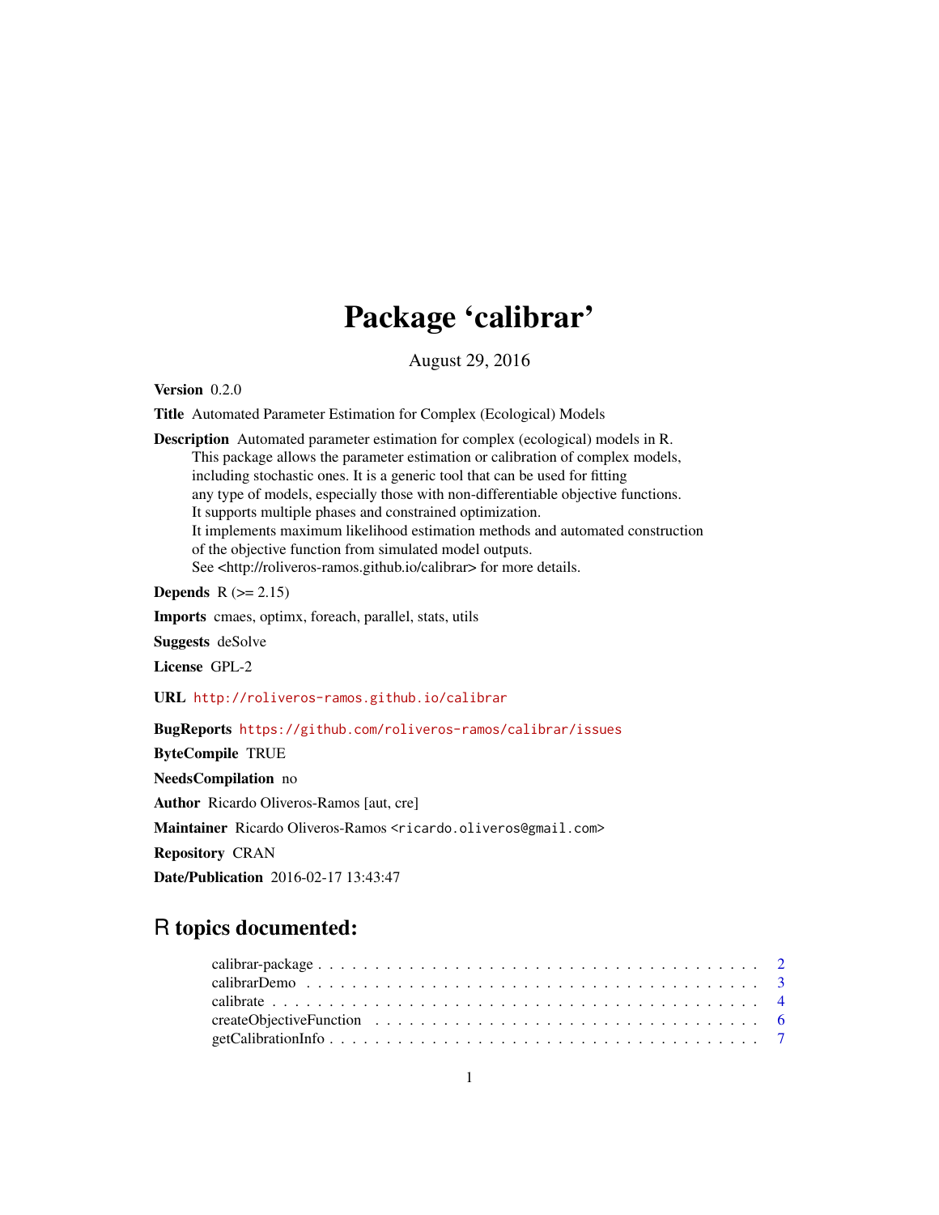# Package 'calibrar'

August 29, 2016

**Version** 0.2.0

**Title** Automated Parameter Estimation for Complex (Ecological) Models

**Description** Automated parameter estimation for complex (ecological) models in R. This package allows the parameter estimation or calibration of complex models, including stochastic ones. It is a generic tool that can be used for fitting any type of models, especially those with non-differentiable objective functions. It supports multiple phases and constrained optimization. It implements maximum likelihood estimation methods and automated construction of the objective function from simulated model outputs. See <http://roliveros-ramos.github.io/calibrar> for more details.

**Depends** R (>= 2.15)

**Imports** cmaes, optimx, foreach, parallel, stats, utils

**Suggests** deSolve

**License** GPL-2

**URL** http://roliveros-ramos.github.io/calibrar

**BugReports** https://github.com/roliveros-ramos/calibrar/issues

**ByteCompile** TRUE

**NeedsCompilation** no

**Author** Ricardo Oliveros-Ramos [aut, cre]

**Maintainer** Ricardo Oliveros-Ramos <ricardo.oliveros@gmail.com>

**Repository** CRAN

**Date/Publication** 2016-02-17 13:43:47

## R topics documented:

- calibrar-package . . . . . . . . . . . . . . . . . . . . . . . . . . . . . . . . . . . . . . . 2
- calibrarDemo . . . . . . . . . . . . . . . . . . . . . . . . . . . . . . . . . . . . . . . . 3
- calibrate . . . . . . . . . . . . . . . . . . . . . . . . . . . . . . . . . . . . . . . . . . 4
- createObjectiveFunction . . . . . . . . . . . . . . . . . . . . . . . . . . . . . . . . . . 6
- getCalibrationInfo . . . . . . . . . . . . . . . . . . . . . . . . . . . . . . . . . . . . . 7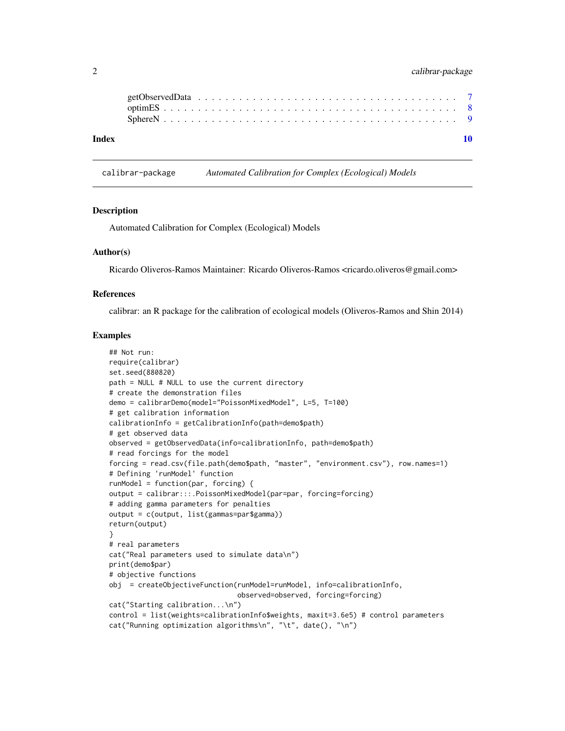getObservedData . . . . . . . . . . . . . . . . . . . . . . . . . . . . . . . . . . . 7
optimES . . . . . . . . . . . . . . . . . . . . . . . . . . . . . . . . . . . . . . . 8
SphereN . . . . . . . . . . . . . . . . . . . . . . . . . . . . . . . . . . . . . . . 9

**Index** **10**

---

calibrar-package *Automated Calibration for Complex (Ecological) Models*

---

### Description

Automated Calibration for Complex (Ecological) Models

### Author(s)

Ricardo Oliveros-Ramos Maintainer: Ricardo Oliveros-Ramos <ricardo.oliveros@gmail.com>

### References

calibrar: an R package for the calibration of ecological models (Oliveros-Ramos and Shin 2014)

### Examples

```
## Not run:
require(calibrar)
set.seed(880820)
path = NULL # NULL to use the current directory
# create the demonstration files
demo = calibrarDemo(model="PoissonMixedModel", L=5, T=100)
# get calibration information
calibrationInfo = getCalibrationInfo(path=demo$path)
# get observed data
observed = getObservedData(info=calibrationInfo, path=demo$path)
# read forcings for the model
forcing = read.csv(file.path(demo$path, "master", "environment.csv"), row.names=1)
# Defining 'runModel' function
runModel = function(par, forcing) {
output = calibrar:::.PoissonMixedModel(par=par, forcing=forcing)
# adding gamma parameters for penalties
output = c(output, list(gammas=par$gamma))
return(output)
}
# real parameters
cat("Real parameters used to simulate data\n")
print(demo$par)
# objective functions
obj  = createObjectiveFunction(runModel=runModel, info=calibrationInfo,
                               observed=observed, forcing=forcing)
cat("Starting calibration...\n")
control = list(weights=calibrationInfo$weights, maxit=3.6e5) # control parameters
cat("Running optimization algorithms\n", "\t", date(), "\n")
```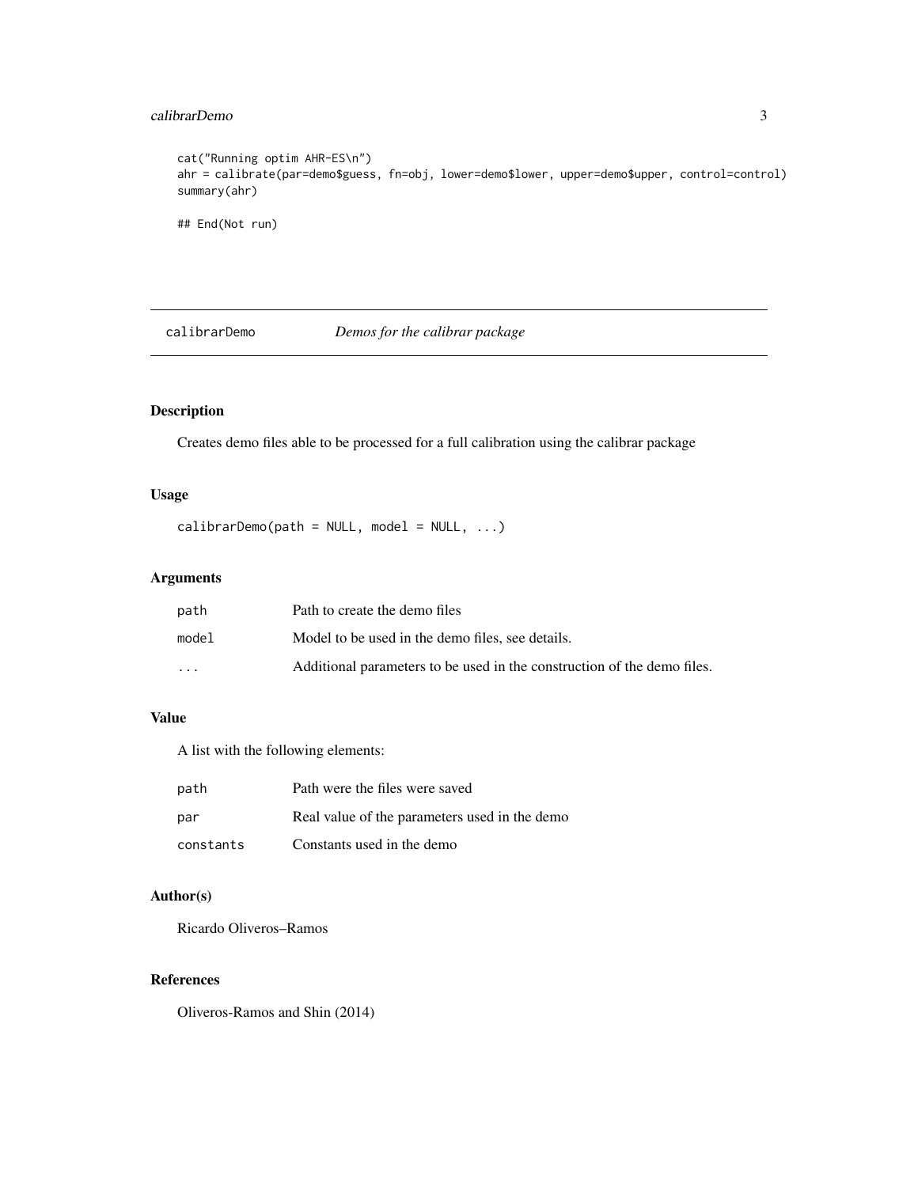```
cat("Running optim AHR-ES\n")
ahr = calibrate(par=demo$guess, fn=obj, lower=demo$lower, upper=demo$upper, control=control)
summary(ahr)

## End(Not run)
```

---

## calibrarDemo *Demos for the calibrar package*

---

### Description

Creates demo files able to be processed for a full calibration using the calibrar package

### Usage

```
calibrarDemo(path = NULL, model = NULL, ...)
```

### Arguments

| | |
|---|---|
| `path` | Path to create the demo files |
| `model` | Model to be used in the demo files, see details. |
| `...` | Additional parameters to be used in the construction of the demo files. |

### Value

A list with the following elements:

| | |
|---|---|
| `path` | Path were the files were saved |
| `par` | Real value of the parameters used in the demo |
| `constants` | Constants used in the demo |

### Author(s)

Ricardo Oliveros–Ramos

### References

Oliveros-Ramos and Shin (2014)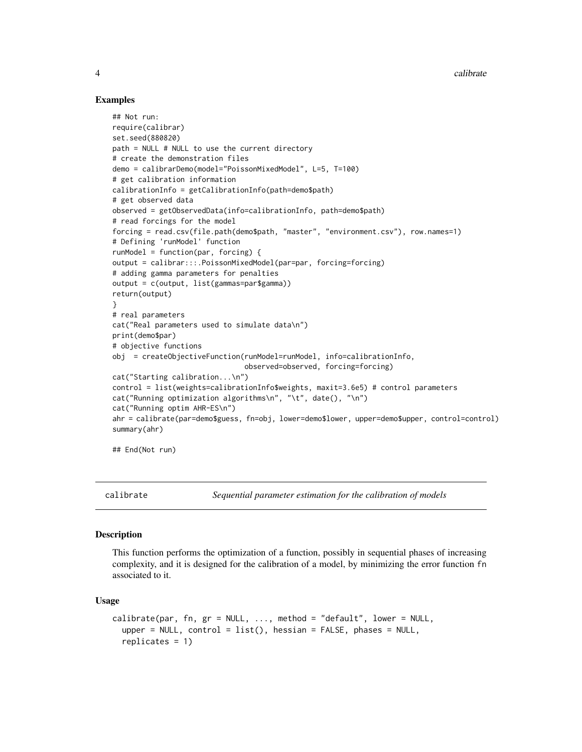### Examples

```
## Not run:
require(calibrar)
set.seed(880820)
path = NULL # NULL to use the current directory
# create the demonstration files
demo = calibrarDemo(model="PoissonMixedModel", L=5, T=100)
# get calibration information
calibrationInfo = getCalibrationInfo(path=demo$path)
# get observed data
observed = getObservedData(info=calibrationInfo, path=demo$path)
# read forcings for the model
forcing = read.csv(file.path(demo$path, "master", "environment.csv"), row.names=1)
# Defining 'runModel' function
runModel = function(par, forcing) {
output = calibrar:::.PoissonMixedModel(par=par, forcing=forcing)
# adding gamma parameters for penalties
output = c(output, list(gammas=par$gamma))
return(output)
}
# real parameters
cat("Real parameters used to simulate data\n")
print(demo$par)
# objective functions
obj  = createObjectiveFunction(runModel=runModel, info=calibrationInfo,
                               observed=observed, forcing=forcing)
cat("Starting calibration...\n")
control = list(weights=calibrationInfo$weights, maxit=3.6e5) # control parameters
cat("Running optimization algorithms\n", "\t", date(), "\n")
cat("Running optim AHR-ES\n")
ahr = calibrate(par=demo$guess, fn=obj, lower=demo$lower, upper=demo$upper, control=control)
summary(ahr)

## End(Not run)
```

---

## calibrate — *Sequential parameter estimation for the calibration of models*

### Description

This function performs the optimization of a function, possibly in sequential phases of increasing complexity, and it is designed for the calibration of a model, by minimizing the error function fn associated to it.

### Usage

```
calibrate(par, fn, gr = NULL, ..., method = "default", lower = NULL,
  upper = NULL, control = list(), hessian = FALSE, phases = NULL,
  replicates = 1)
```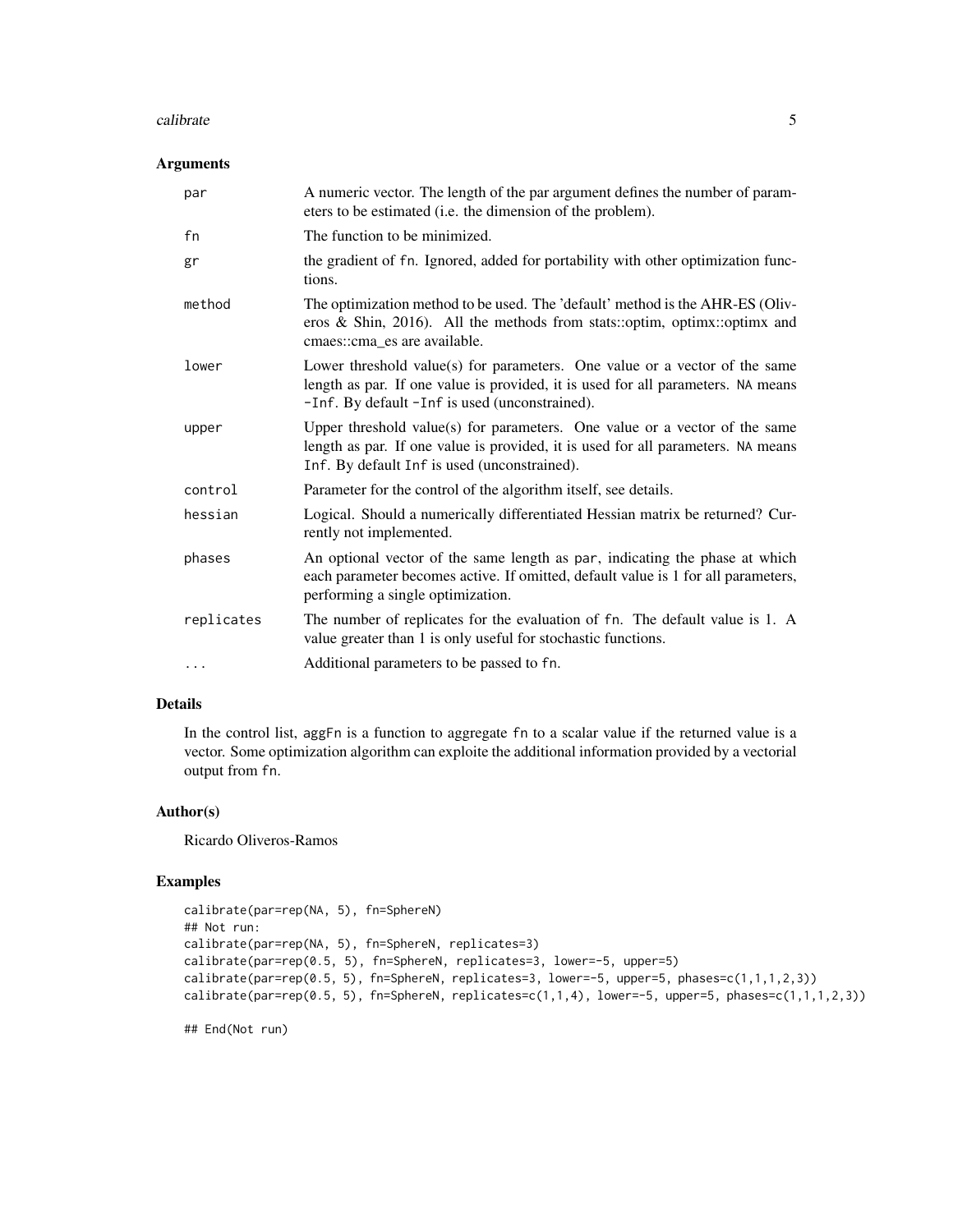## Arguments

| | |
|---|---|
| `par` | A numeric vector. The length of the par argument defines the number of parameters to be estimated (i.e. the dimension of the problem). |
| `fn` | The function to be minimized. |
| `gr` | the gradient of `fn`. Ignored, added for portability with other optimization functions. |
| `method` | The optimization method to be used. The 'default' method is the AHR-ES (Oliveros & Shin, 2016). All the methods from stats::optim, optimx::optimx and cmaes::cma_es are available. |
| `lower` | Lower threshold value(s) for parameters. One value or a vector of the same length as par. If one value is provided, it is used for all parameters. `NA` means `-Inf`. By default `-Inf` is used (unconstrained). |
| `upper` | Upper threshold value(s) for parameters. One value or a vector of the same length as par. If one value is provided, it is used for all parameters. `NA` means `Inf`. By default `Inf` is used (unconstrained). |
| `control` | Parameter for the control of the algorithm itself, see details. |
| `hessian` | Logical. Should a numerically differentiated Hessian matrix be returned? Currently not implemented. |
| `phases` | An optional vector of the same length as `par`, indicating the phase at which each parameter becomes active. If omitted, default value is 1 for all parameters, performing a single optimization. |
| `replicates` | The number of replicates for the evaluation of `fn`. The default value is 1. A value greater than 1 is only useful for stochastic functions. |
| `...` | Additional parameters to be passed to `fn`. |

## Details

In the control list, `aggFn` is a function to aggregate `fn` to a scalar value if the returned value is a vector. Some optimization algorithm can exploite the additional information provided by a vectorial output from `fn`.

## Author(s)

Ricardo Oliveros-Ramos

## Examples

```
calibrate(par=rep(NA, 5), fn=SphereN)
## Not run:
calibrate(par=rep(NA, 5), fn=SphereN, replicates=3)
calibrate(par=rep(0.5, 5), fn=SphereN, replicates=3, lower=-5, upper=5)
calibrate(par=rep(0.5, 5), fn=SphereN, replicates=3, lower=-5, upper=5, phases=c(1,1,1,2,3))
calibrate(par=rep(0.5, 5), fn=SphereN, replicates=c(1,1,4), lower=-5, upper=5, phases=c(1,1,1,2,3))

## End(Not run)
```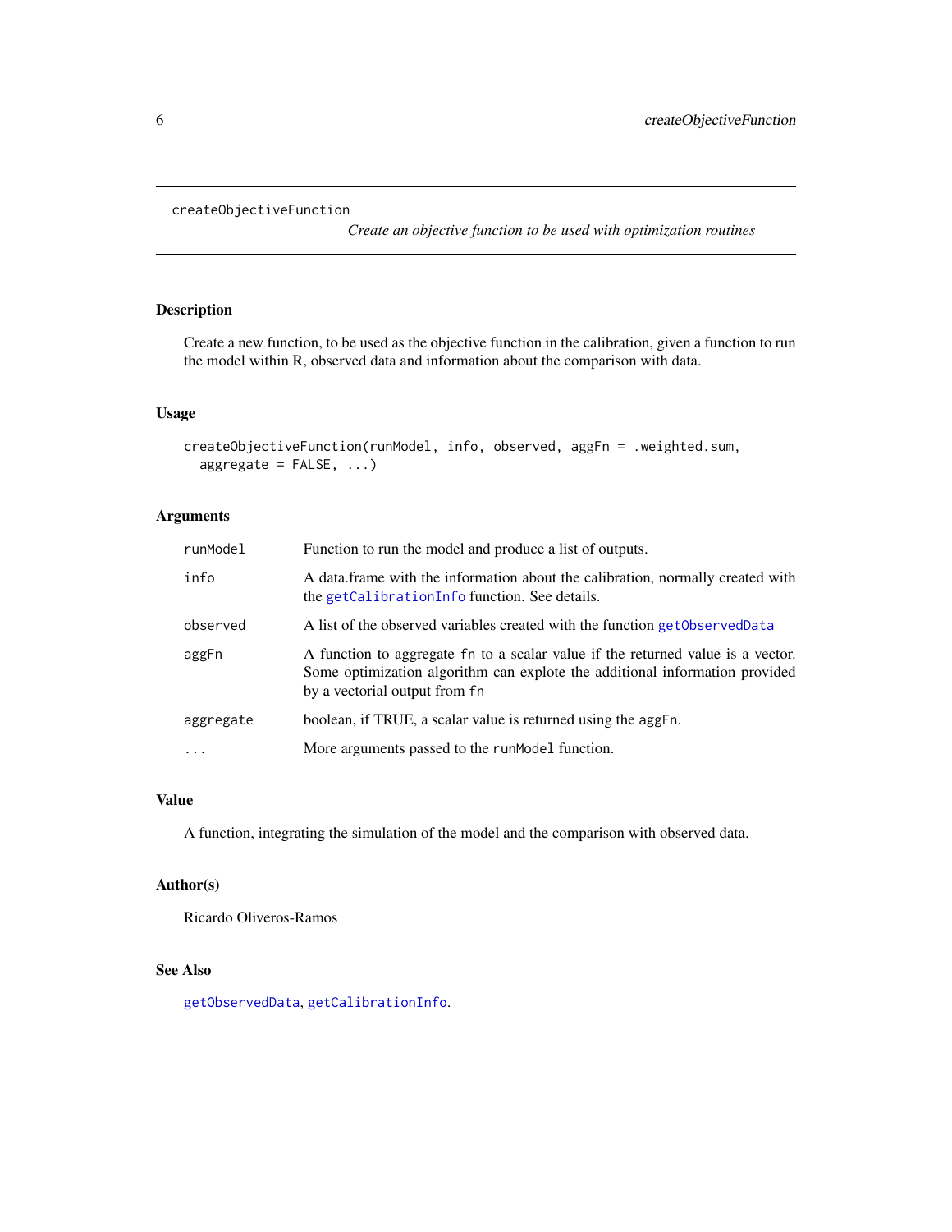`createObjectiveFunction` *Create an objective function to be used with optimization routines*

## Description

Create a new function, to be used as the objective function in the calibration, given a function to run the model within R, observed data and information about the comparison with data.

## Usage

```
createObjectiveFunction(runModel, info, observed, aggFn = .weighted.sum,
  aggregate = FALSE, ...)
```

## Arguments

| | |
|---|---|
| `runModel` | Function to run the model and produce a list of outputs. |
| `info` | A data.frame with the information about the calibration, normally created with the `getCalibrationInfo` function. See details. |
| `observed` | A list of the observed variables created with the function `getObservedData` |
| `aggFn` | A function to aggregate `fn` to a scalar value if the returned value is a vector. Some optimization algorithm can explote the additional information provided by a vectorial output from `fn` |
| `aggregate` | boolean, if TRUE, a scalar value is returned using the `aggFn`. |
| `...` | More arguments passed to the `runModel` function. |

## Value

A function, integrating the simulation of the model and the comparison with observed data.

## Author(s)

Ricardo Oliveros-Ramos

## See Also

`getObservedData`, `getCalibrationInfo`.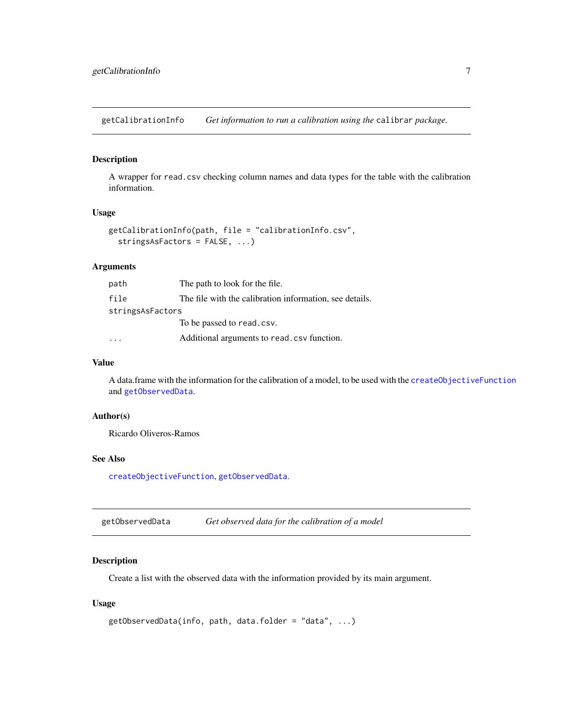## getCalibrationInfo — *Get information to run a calibration using the* `calibrar` *package.*

### Description

A wrapper for `read.csv` checking column names and data types for the table with the calibration information.

### Usage

```
getCalibrationInfo(path, file = "calibrationInfo.csv",
  stringsAsFactors = FALSE, ...)
```

### Arguments

| Argument | Description |
|---|---|
| `path` | The path to look for the file. |
| `file` | The file with the calibration information, see details. |
| `stringsAsFactors` | To be passed to `read.csv`. |
| `...` | Additional arguments to `read.csv` function. |

### Value

A data.frame with the information for the calibration of a model, to be used with the `createObjectiveFunction` and `getObservedData`.

### Author(s)

Ricardo Oliveros-Ramos

### See Also

`createObjectiveFunction`, `getObservedData`.

## getObservedData — *Get observed data for the calibration of a model*

### Description

Create a list with the observed data with the information provided by its main argument.

### Usage

```
getObservedData(info, path, data.folder = "data", ...)
```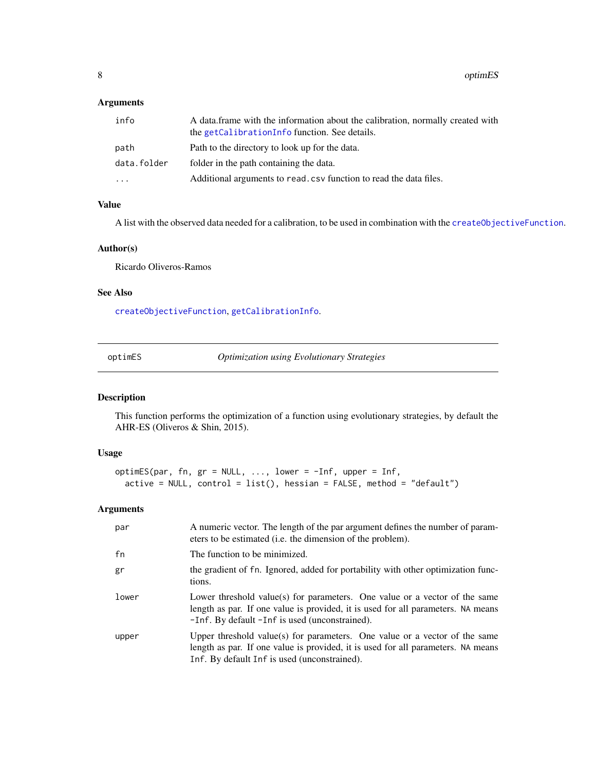### Arguments

| | |
|---|---|
| `info` | A data.frame with the information about the calibration, normally created with the `getCalibrationInfo` function. See details. |
| `path` | Path to the directory to look up for the data. |
| `data.folder` | folder in the path containing the data. |
| `...` | Additional arguments to `read.csv` function to read the data files. |

### Value

A list with the observed data needed for a calibration, to be used in combination with the `createObjectiveFunction`.

### Author(s)

Ricardo Oliveros-Ramos

### See Also

`createObjectiveFunction`, `getCalibrationInfo`.

---

## optimES — *Optimization using Evolutionary Strategies*

### Description

This function performs the optimization of a function using evolutionary strategies, by default the AHR-ES (Oliveros & Shin, 2015).

### Usage

```
optimES(par, fn, gr = NULL, ..., lower = -Inf, upper = Inf,
  active = NULL, control = list(), hessian = FALSE, method = "default")
```

### Arguments

| | |
|---|---|
| `par` | A numeric vector. The length of the par argument defines the number of parameters to be estimated (i.e. the dimension of the problem). |
| `fn` | The function to be minimized. |
| `gr` | the gradient of `fn`. Ignored, added for portability with other optimization functions. |
| `lower` | Lower threshold value(s) for parameters. One value or a vector of the same length as par. If one value is provided, it is used for all parameters. `NA` means `-Inf`. By default `-Inf` is used (unconstrained). |
| `upper` | Upper threshold value(s) for parameters. One value or a vector of the same length as par. If one value is provided, it is used for all parameters. `NA` means `Inf`. By default `Inf` is used (unconstrained). |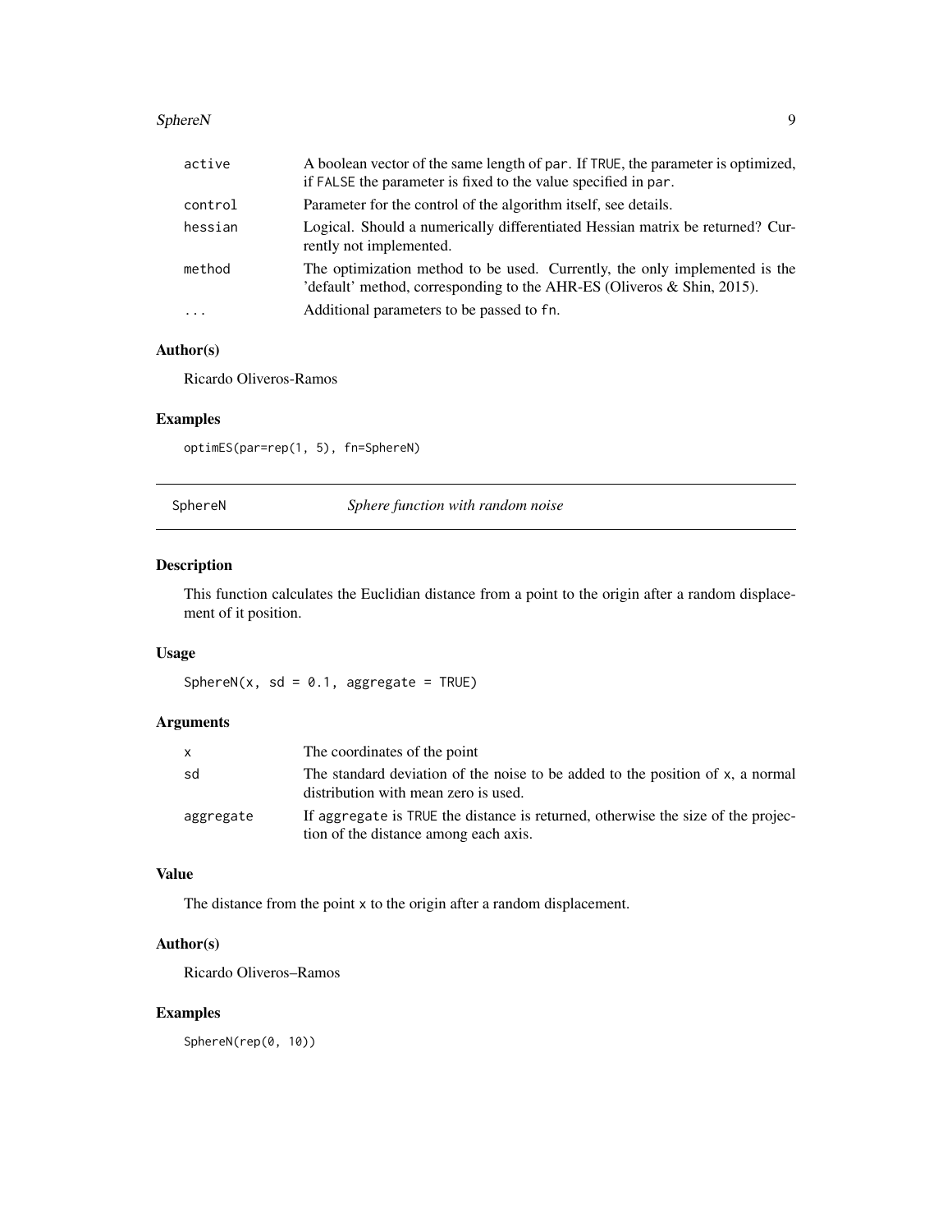| | |
|---|---|
| active | A boolean vector of the same length of par. If TRUE, the parameter is optimized, if FALSE the parameter is fixed to the value specified in par. |
| control | Parameter for the control of the algorithm itself, see details. |
| hessian | Logical. Should a numerically differentiated Hessian matrix be returned? Currently not implemented. |
| method | The optimization method to be used. Currently, the only implemented is the 'default' method, corresponding to the AHR-ES (Oliveros & Shin, 2015). |
| ... | Additional parameters to be passed to fn. |

### Author(s)

Ricardo Oliveros-Ramos

### Examples

```
optimES(par=rep(1, 5), fn=SphereN)
```

---

## SphereN *Sphere function with random noise*

### Description

This function calculates the Euclidian distance from a point to the origin after a random displacement of it position.

### Usage

```
SphereN(x, sd = 0.1, aggregate = TRUE)
```

### Arguments

| | |
|---|---|
| x | The coordinates of the point |
| sd | The standard deviation of the noise to be added to the position of x, a normal distribution with mean zero is used. |
| aggregate | If aggregate is TRUE the distance is returned, otherwise the size of the projection of the distance among each axis. |

### Value

The distance from the point x to the origin after a random displacement.

### Author(s)

Ricardo Oliveros–Ramos

### Examples

```
SphereN(rep(0, 10))
```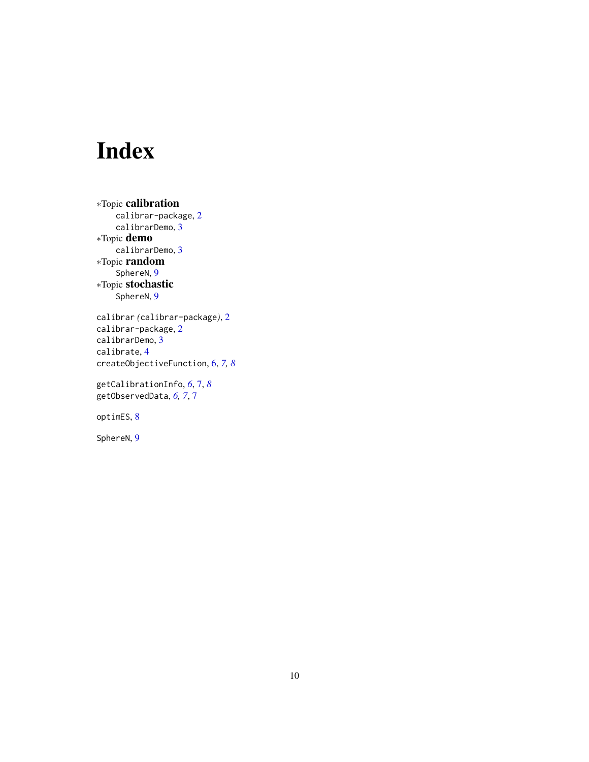# Index

*Topic **calibration**
  calibrar-package, 2
  calibrarDemo, 3

*Topic **demo**
  calibrarDemo, 3

*Topic **random**
  SphereN, 9

*Topic **stochastic**
  SphereN, 9

calibrar *(*calibrar-package*)*, 2
calibrar-package, 2
calibrarDemo, 3
calibrate, 4
createObjectiveFunction, 6, *7, 8*

getCalibrationInfo, *6*, 7, *8*
getObservedData, *6, 7*, 7

optimES, 8

SphereN, 9